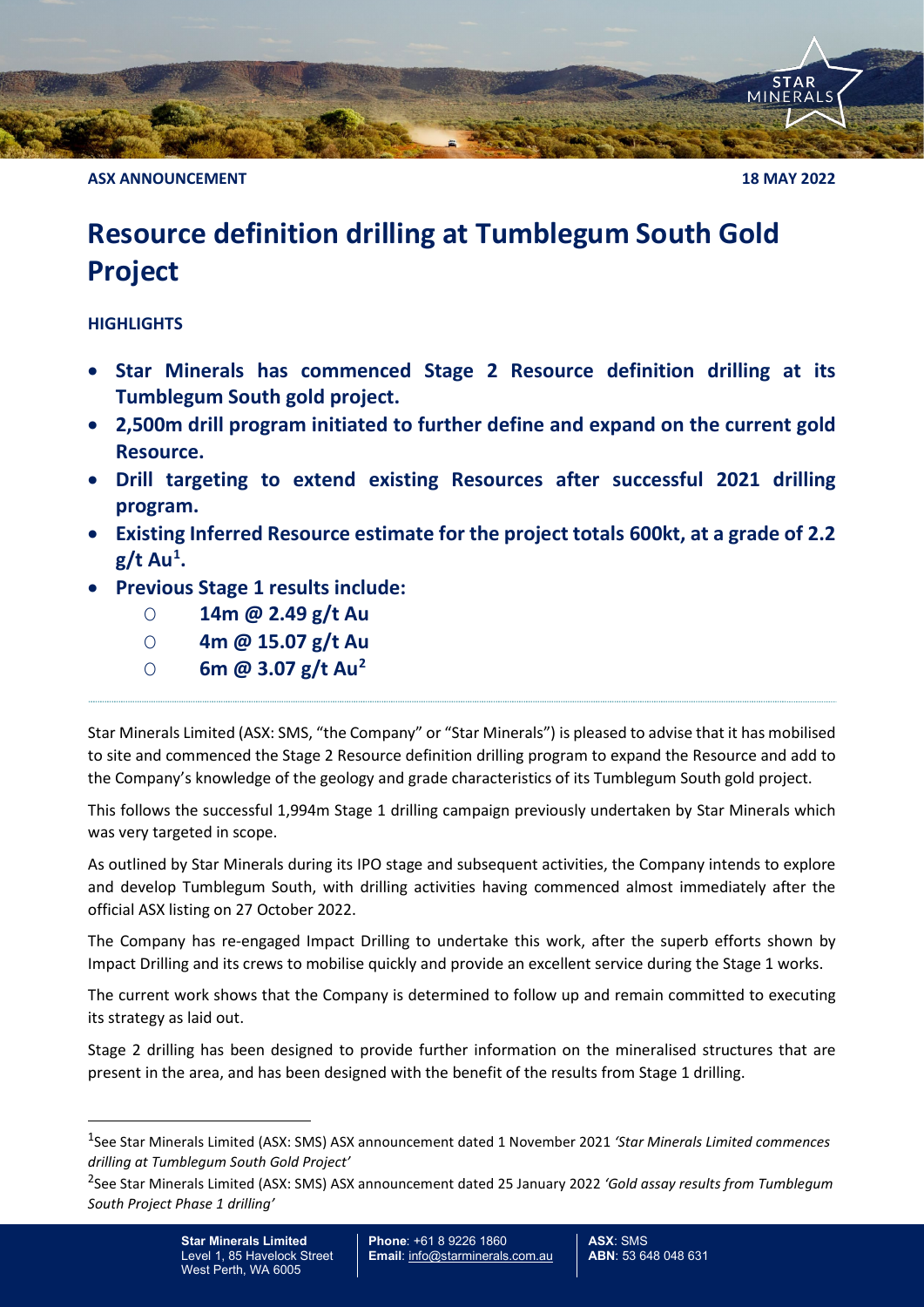**ASX ANNOUNCEMENT** **18 MAY 2022**

# Resource definition drilling at Tumblegum South Gold Project

**HIGHLIGHTS**

- **Star Minerals has commenced Stage 2 Resource definition drilling at its Tumblegum South gold project.**
- **2,500m drill program initiated to further define and expand on the current gold Resource.**
- **Drill targeting to extend existing Resources after successful 2021 drilling program.**
- **Existing Inferred Resource estimate for the project totals 600kt, at a grade of 2.2 g/t Au[1].**
- **Previous Stage 1 results include:**
  - **14m @ 2.49 g/t Au**
  - **4m @ 15.07 g/t Au**
  - **6m @ 3.07 g/t Au[2]**

Star Minerals Limited (ASX: SMS, "the Company" or "Star Minerals") is pleased to advise that it has mobilised to site and commenced the Stage 2 Resource definition drilling program to expand the Resource and add to the Company's knowledge of the geology and grade characteristics of its Tumblegum South gold project.

This follows the successful 1,994m Stage 1 drilling campaign previously undertaken by Star Minerals which was very targeted in scope.

As outlined by Star Minerals during its IPO stage and subsequent activities, the Company intends to explore and develop Tumblegum South, with drilling activities having commenced almost immediately after the official ASX listing on 27 October 2022.

The Company has re-engaged Impact Drilling to undertake this work, after the superb efforts shown by Impact Drilling and its crews to mobilise quickly and provide an excellent service during the Stage 1 works.

The current work shows that the Company is determined to follow up and remain committed to executing its strategy as laid out.

Stage 2 drilling has been designed to provide further information on the mineralised structures that are present in the area, and has been designed with the benefit of the results from Stage 1 drilling.

[1] See Star Minerals Limited (ASX: SMS) ASX announcement dated 1 November 2021 *'Star Minerals Limited commences drilling at Tumblegum South Gold Project'*

[2] See Star Minerals Limited (ASX: SMS) ASX announcement dated 25 January 2022 *'Gold assay results from Tumblegum South Project Phase 1 drilling'*

**Star Minerals Limited**
Level 1, 85 Havelock Street
West Perth, WA 6005

**Phone**: +61 8 9226 1860
**Email**: info@starminerals.com.au

**ASX**: SMS
**ABN**: 53 648 048 631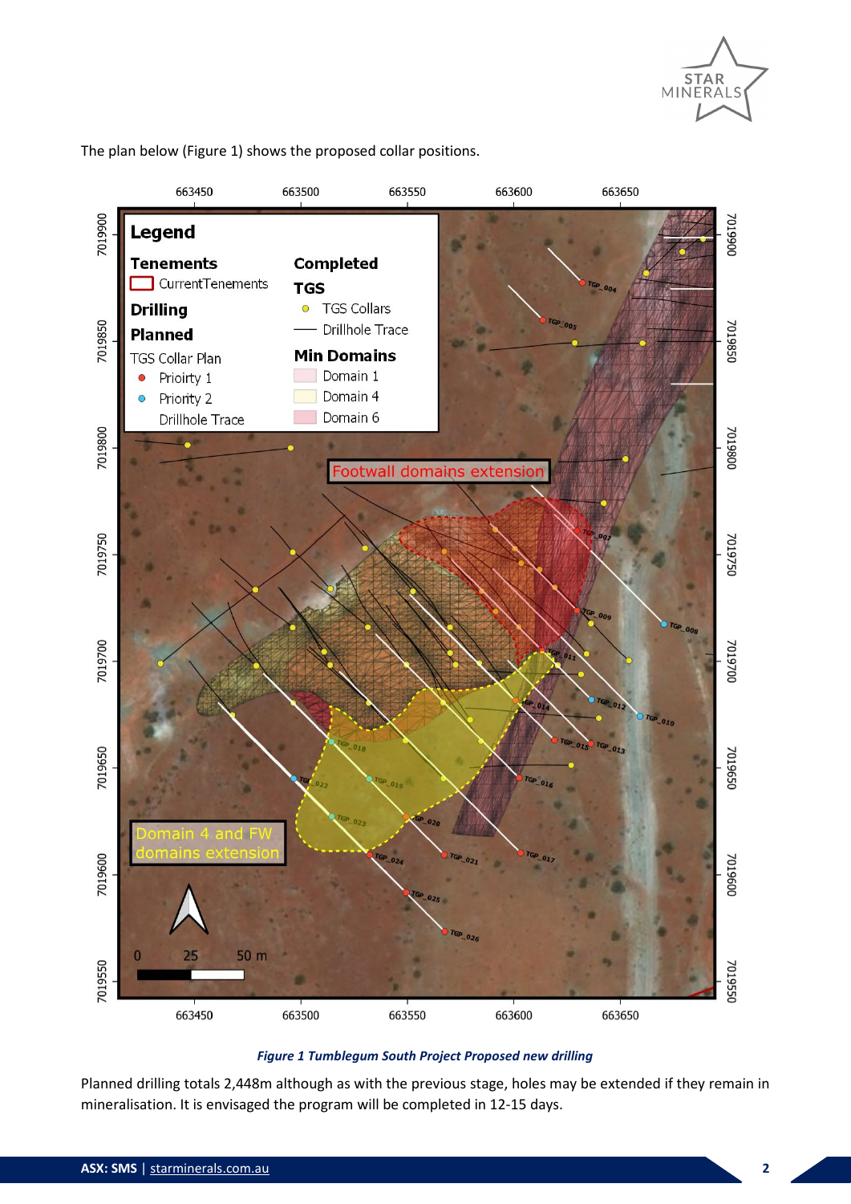The plan below (Figure 1) shows the proposed collar positions.

*Figure 1 Tumblegum South Project Proposed new drilling*

Planned drilling totals 2,448m although as with the previous stage, holes may be extended if they remain in mineralisation. It is envisaged the program will be completed in 12-15 days.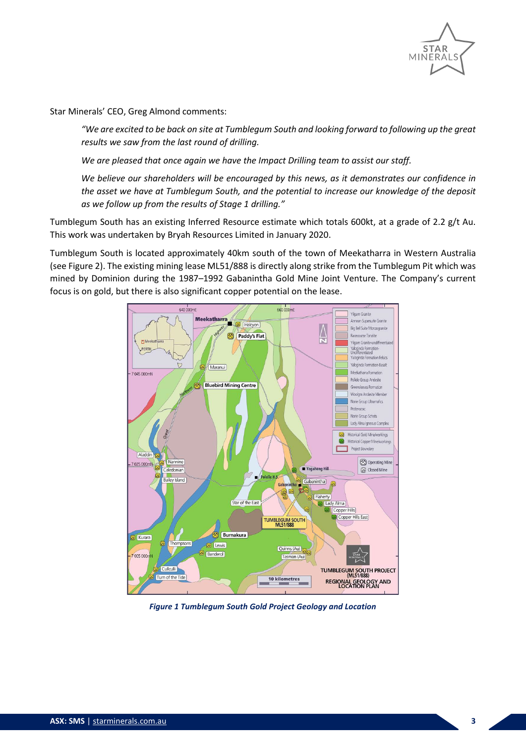Star Minerals' CEO, Greg Almond comments:

> *"We are excited to be back on site at Tumblegum South and looking forward to following up the great results we saw from the last round of drilling.*
>
> *We are pleased that once again we have the Impact Drilling team to assist our staff.*
>
> *We believe our shareholders will be encouraged by this news, as it demonstrates our confidence in the asset we have at Tumblegum South, and the potential to increase our knowledge of the deposit as we follow up from the results of Stage 1 drilling."*

Tumblegum South has an existing Inferred Resource estimate which totals 600kt, at a grade of 2.2 g/t Au. This work was undertaken by Bryah Resources Limited in January 2020.

Tumblegum South is located approximately 40km south of the town of Meekatharra in Western Australia (see Figure 2). The existing mining lease ML51/888 is directly along strike from the Tumblegum Pit which was mined by Dominion during the 1987–1992 Gabanintha Gold Mine Joint Venture. The Company's current focus is on gold, but there is also significant copper potential on the lease.

***Figure 1 Tumblegum South Gold Project Geology and Location***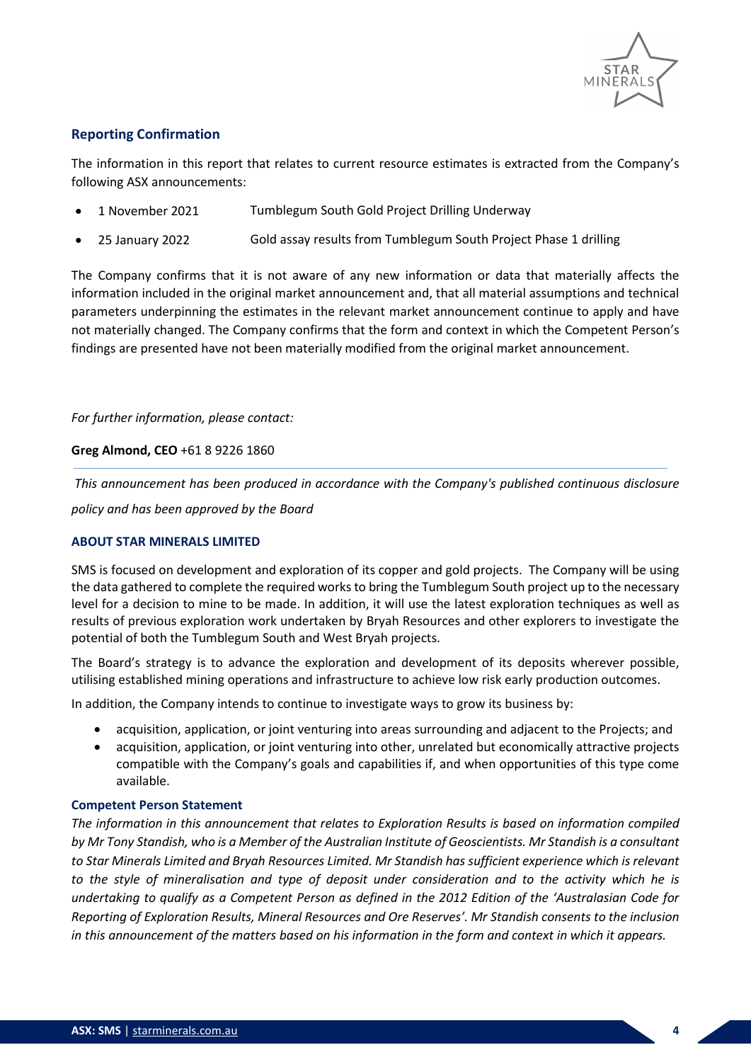## Reporting Confirmation

The information in this report that relates to current resource estimates is extracted from the Company's following ASX announcements:

- 1 November 2021 Tumblegum South Gold Project Drilling Underway
- 25 January 2022 Gold assay results from Tumblegum South Project Phase 1 drilling

The Company confirms that it is not aware of any new information or data that materially affects the information included in the original market announcement and, that all material assumptions and technical parameters underpinning the estimates in the relevant market announcement continue to apply and have not materially changed. The Company confirms that the form and context in which the Competent Person's findings are presented have not been materially modified from the original market announcement.

*For further information, please contact:*

**Greg Almond, CEO** +61 8 9226 1860

---

*This announcement has been produced in accordance with the Company's published continuous disclosure policy and has been approved by the Board*

### ABOUT STAR MINERALS LIMITED

SMS is focused on development and exploration of its copper and gold projects. The Company will be using the data gathered to complete the required works to bring the Tumblegum South project up to the necessary level for a decision to mine to be made. In addition, it will use the latest exploration techniques as well as results of previous exploration work undertaken by Bryah Resources and other explorers to investigate the potential of both the Tumblegum South and West Bryah projects.

The Board's strategy is to advance the exploration and development of its deposits wherever possible, utilising established mining operations and infrastructure to achieve low risk early production outcomes.

In addition, the Company intends to continue to investigate ways to grow its business by:

- acquisition, application, or joint venturing into areas surrounding and adjacent to the Projects; and
- acquisition, application, or joint venturing into other, unrelated but economically attractive projects compatible with the Company's goals and capabilities if, and when opportunities of this type come available.

### Competent Person Statement

*The information in this announcement that relates to Exploration Results is based on information compiled by Mr Tony Standish, who is a Member of the Australian Institute of Geoscientists. Mr Standish is a consultant to Star Minerals Limited and Bryah Resources Limited. Mr Standish has sufficient experience which is relevant to the style of mineralisation and type of deposit under consideration and to the activity which he is undertaking to qualify as a Competent Person as defined in the 2012 Edition of the 'Australasian Code for Reporting of Exploration Results, Mineral Resources and Ore Reserves'. Mr Standish consents to the inclusion in this announcement of the matters based on his information in the form and context in which it appears.*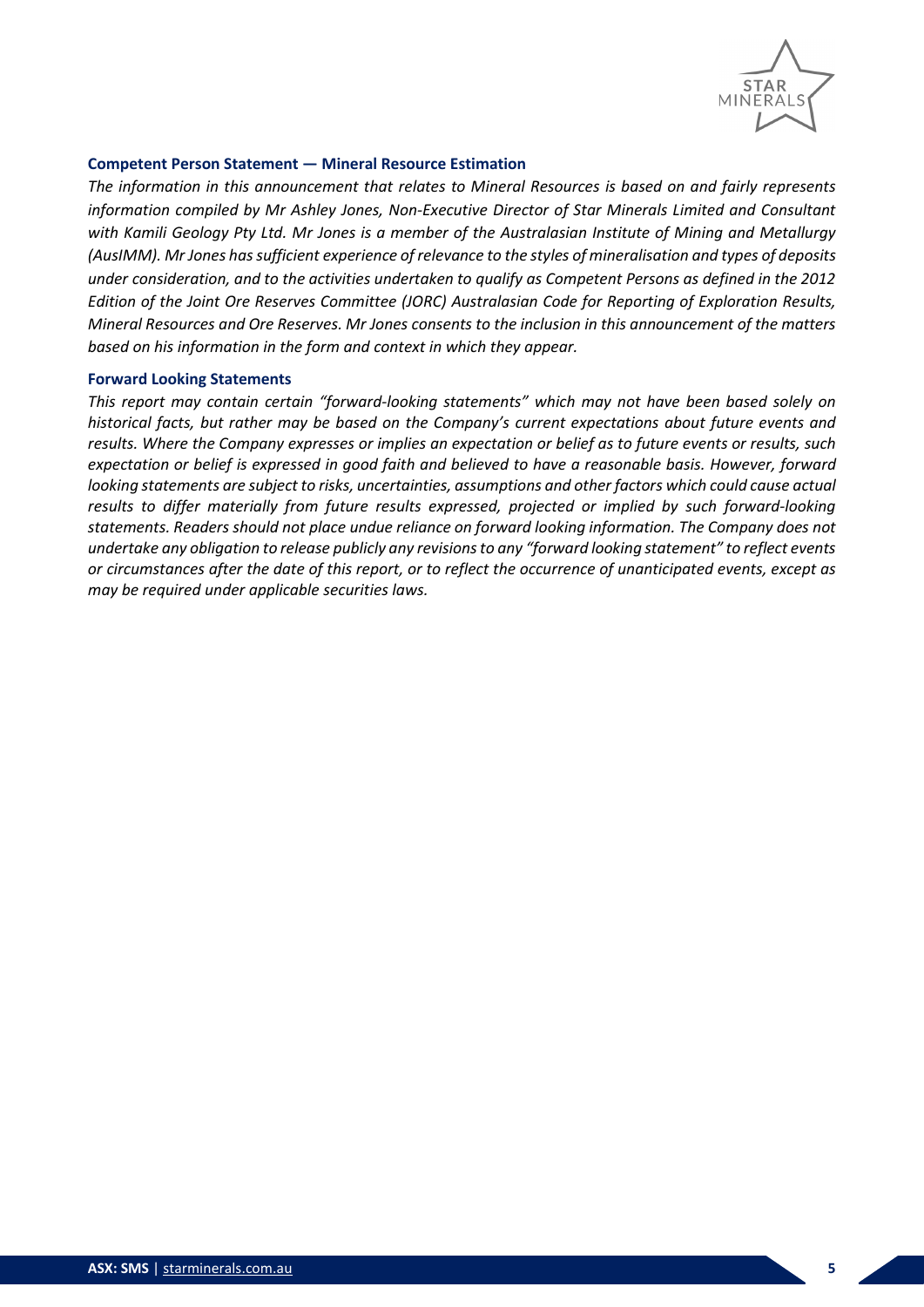### Competent Person Statement — Mineral Resource Estimation

*The information in this announcement that relates to Mineral Resources is based on and fairly represents information compiled by Mr Ashley Jones, Non-Executive Director of Star Minerals Limited and Consultant with Kamili Geology Pty Ltd. Mr Jones is a member of the Australasian Institute of Mining and Metallurgy (AusIMM). Mr Jones has sufficient experience of relevance to the styles of mineralisation and types of deposits under consideration, and to the activities undertaken to qualify as Competent Persons as defined in the 2012 Edition of the Joint Ore Reserves Committee (JORC) Australasian Code for Reporting of Exploration Results, Mineral Resources and Ore Reserves. Mr Jones consents to the inclusion in this announcement of the matters based on his information in the form and context in which they appear.*

### Forward Looking Statements

*This report may contain certain "forward-looking statements" which may not have been based solely on historical facts, but rather may be based on the Company's current expectations about future events and results. Where the Company expresses or implies an expectation or belief as to future events or results, such expectation or belief is expressed in good faith and believed to have a reasonable basis. However, forward looking statements are subject to risks, uncertainties, assumptions and other factors which could cause actual results to differ materially from future results expressed, projected or implied by such forward-looking statements. Readers should not place undue reliance on forward looking information. The Company does not undertake any obligation to release publicly any revisions to any "forward looking statement" to reflect events or circumstances after the date of this report, or to reflect the occurrence of unanticipated events, except as may be required under applicable securities laws.*